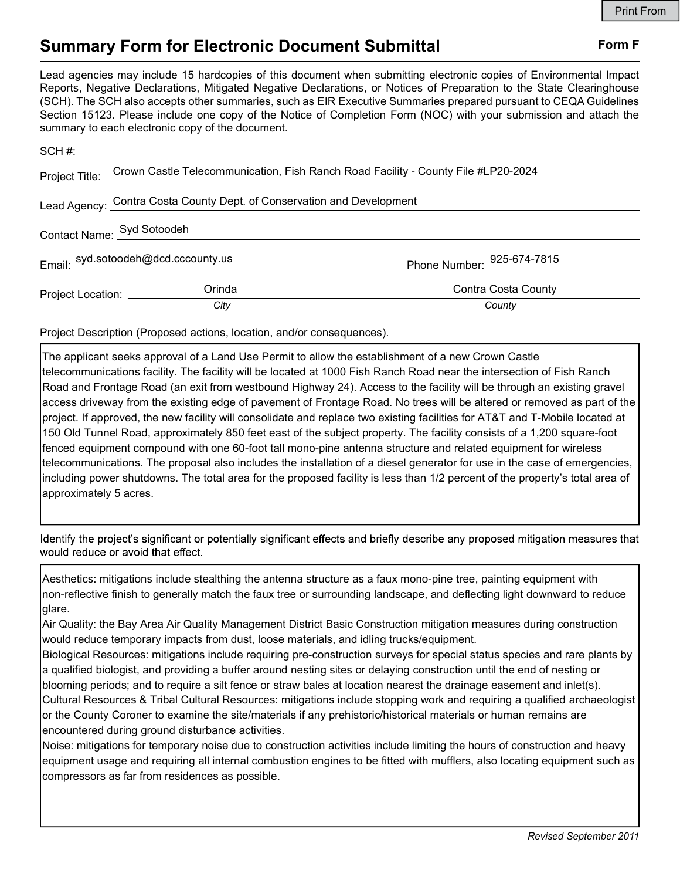# Summary Form for Electronic Document Submittal

**Form F**

Lead agencies may include 15 hardcopies of this document when submitting electronic copies of Environmental Impact Reports, Negative Declarations, Mitigated Negative Declarations, or Notices of Preparation to the State Clearinghouse (SCH). The SCH also accepts other summaries, such as EIR Executive Summaries prepared pursuant to CEQA Guidelines Section 15123. Please include one copy of the Notice of Completion Form (NOC) with your submission and attach the summary to each electronic copy of the document.

SCH #: 

Project Title: Crown Castle Telecommunication, Fish Ranch Road Facility - County File #LP20-2024

Lead Agency: Contra Costa County Dept. of Conservation and Development

Contact Name: Syd Sotoodeh

Email: syd.sotoodeh@dcd.cccounty.us Phone Number: 925-674-7815

Project Location: Orinda (*City*) Contra Costa County (*County*)

Project Description (Proposed actions, location, and/or consequences).

The applicant seeks approval of a Land Use Permit to allow the establishment of a new Crown Castle telecommunications facility. The facility will be located at 1000 Fish Ranch Road near the intersection of Fish Ranch Road and Frontage Road (an exit from westbound Highway 24). Access to the facility will be through an existing gravel access driveway from the existing edge of pavement of Frontage Road. No trees will be altered or removed as part of the project. If approved, the new facility will consolidate and replace two existing facilities for AT&T and T-Mobile located at 150 Old Tunnel Road, approximately 850 feet east of the subject property. The facility consists of a 1,200 square-foot fenced equipment compound with one 60-foot tall mono-pine antenna structure and related equipment for wireless telecommunications. The proposal also includes the installation of a diesel generator for use in the case of emergencies, including power shutdowns. The total area for the proposed facility is less than 1/2 percent of the property's total area of approximately 5 acres.

Identify the project's significant or potentially significant effects and briefly describe any proposed mitigation measures that would reduce or avoid that effect.

Aesthetics: mitigations include stealthing the antenna structure as a faux mono-pine tree, painting equipment with non-reflective finish to generally match the faux tree or surrounding landscape, and deflecting light downward to reduce glare.
Air Quality: the Bay Area Air Quality Management District Basic Construction mitigation measures during construction would reduce temporary impacts from dust, loose materials, and idling trucks/equipment.
Biological Resources: mitigations include requiring pre-construction surveys for special status species and rare plants by a qualified biologist, and providing a buffer around nesting sites or delaying construction until the end of nesting or blooming periods; and to require a silt fence or straw bales at location nearest the drainage easement and inlet(s).
Cultural Resources & Tribal Cultural Resources: mitigations include stopping work and requiring a qualified archaeologist or the County Coroner to examine the site/materials if any prehistoric/historical materials or human remains are encountered during ground disturbance activities.
Noise: mitigations for temporary noise due to construction activities include limiting the hours of construction and heavy equipment usage and requiring all internal combustion engines to be fitted with mufflers, also locating equipment such as compressors as far from residences as possible.

*Revised September 2011*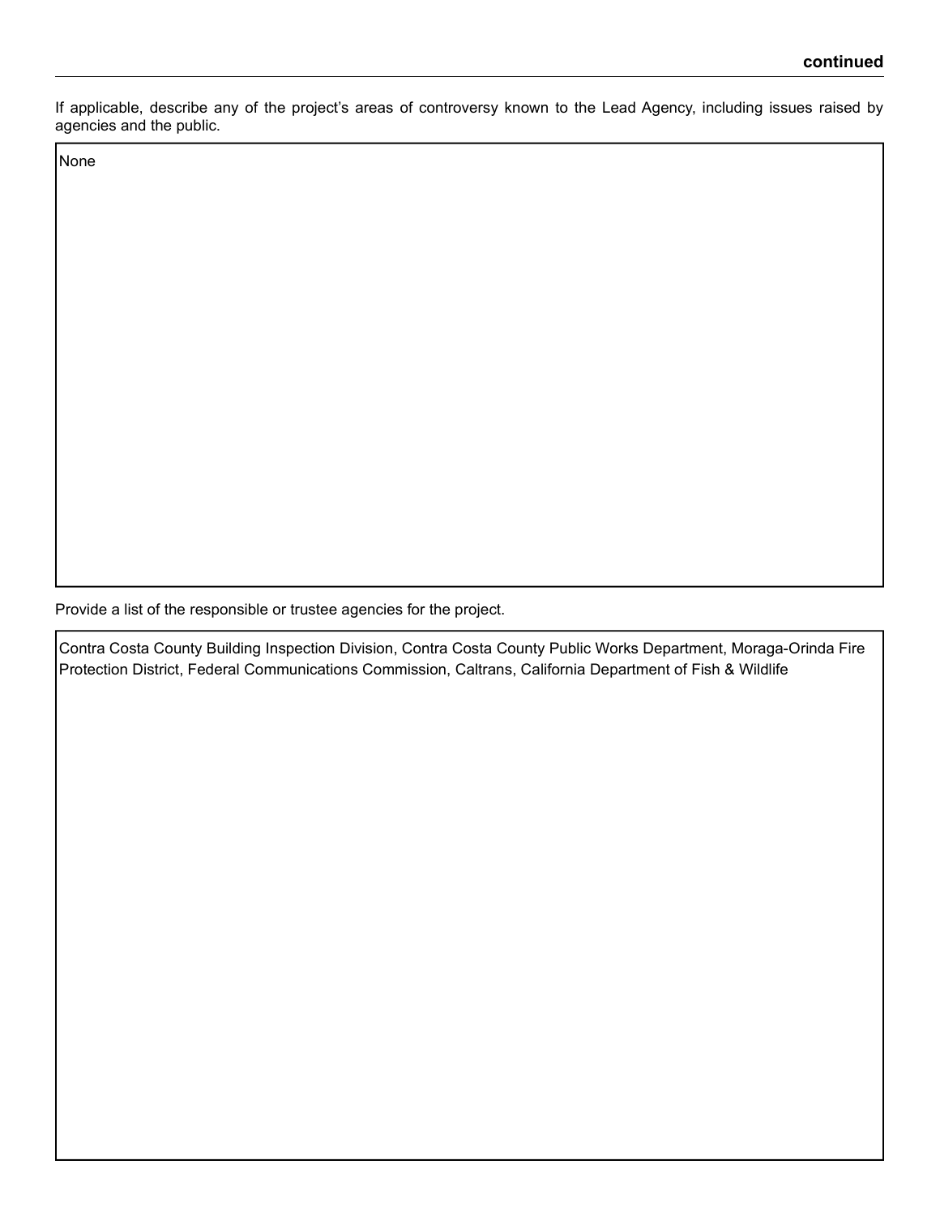**continued**

If applicable, describe any of the project's areas of controversy known to the Lead Agency, including issues raised by agencies and the public.

None

Provide a list of the responsible or trustee agencies for the project.

Contra Costa County Building Inspection Division, Contra Costa County Public Works Department, Moraga-Orinda Fire Protection District, Federal Communications Commission, Caltrans, California Department of Fish & Wildlife